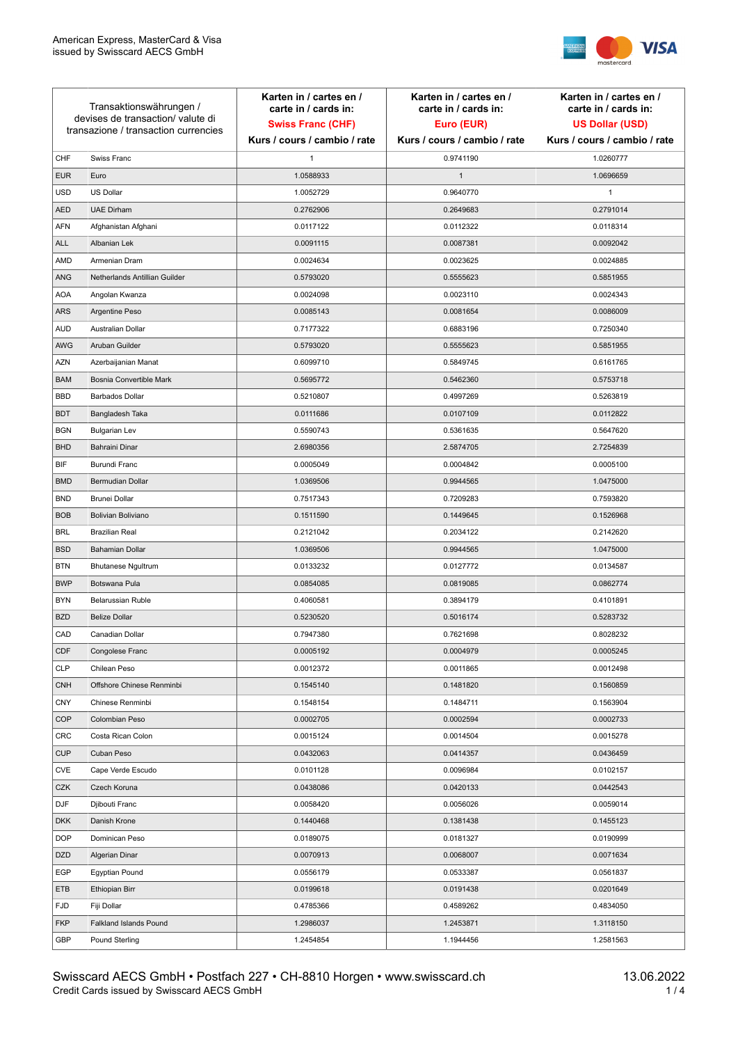American Express, MasterCard & Visa
issued by Swisscard AECS GmbH

| Transaktionswährungen / devises de transaction/ valute di transazione / transaction currencies | | Karten in / cartes en / carte in / cards in: **Swiss Franc (CHF)** Kurs / cours / cambio / rate | Karten in / cartes en / carte in / cards in: **Euro (EUR)** Kurs / cours / cambio / rate | Karten in / cartes en / carte in / cards in: **US Dollar (USD)** Kurs / cours / cambio / rate |
|---|---|---|---|---|
| CHF | Swiss Franc | 1 | 0.9741190 | 1.0260777 |
| EUR | Euro | 1.0588933 | 1 | 1.0696659 |
| USD | US Dollar | 1.0052729 | 0.9640770 | 1 |
| AED | UAE Dirham | 0.2762906 | 0.2649683 | 0.2791014 |
| AFN | Afghanistan Afghani | 0.0117122 | 0.0112322 | 0.0118314 |
| ALL | Albanian Lek | 0.0091115 | 0.0087381 | 0.0092042 |
| AMD | Armenian Dram | 0.0024634 | 0.0023625 | 0.0024885 |
| ANG | Netherlands Antillian Guilder | 0.5793020 | 0.5555623 | 0.5851955 |
| AOA | Angolan Kwanza | 0.0024098 | 0.0023110 | 0.0024343 |
| ARS | Argentine Peso | 0.0085143 | 0.0081654 | 0.0086009 |
| AUD | Australian Dollar | 0.7177322 | 0.6883196 | 0.7250340 |
| AWG | Aruban Guilder | 0.5793020 | 0.5555623 | 0.5851955 |
| AZN | Azerbaijanian Manat | 0.6099710 | 0.5849745 | 0.6161765 |
| BAM | Bosnia Convertible Mark | 0.5695772 | 0.5462360 | 0.5753718 |
| BBD | Barbados Dollar | 0.5210807 | 0.4997269 | 0.5263819 |
| BDT | Bangladesh Taka | 0.0111686 | 0.0107109 | 0.0112822 |
| BGN | Bulgarian Lev | 0.5590743 | 0.5361635 | 0.5647620 |
| BHD | Bahraini Dinar | 2.6980356 | 2.5874705 | 2.7254839 |
| BIF | Burundi Franc | 0.0005049 | 0.0004842 | 0.0005100 |
| BMD | Bermudian Dollar | 1.0369506 | 0.9944565 | 1.0475000 |
| BND | Brunei Dollar | 0.7517343 | 0.7209283 | 0.7593820 |
| BOB | Bolivian Boliviano | 0.1511590 | 0.1449645 | 0.1526968 |
| BRL | Brazilian Real | 0.2121042 | 0.2034122 | 0.2142620 |
| BSD | Bahamian Dollar | 1.0369506 | 0.9944565 | 1.0475000 |
| BTN | Bhutanese Ngultrum | 0.0133232 | 0.0127772 | 0.0134587 |
| BWP | Botswana Pula | 0.0854085 | 0.0819085 | 0.0862774 |
| BYN | Belarussian Ruble | 0.4060581 | 0.3894179 | 0.4101891 |
| BZD | Belize Dollar | 0.5230520 | 0.5016174 | 0.5283732 |
| CAD | Canadian Dollar | 0.7947380 | 0.7621698 | 0.8028232 |
| CDF | Congolese Franc | 0.0005192 | 0.0004979 | 0.0005245 |
| CLP | Chilean Peso | 0.0012372 | 0.0011865 | 0.0012498 |
| CNH | Offshore Chinese Renminbi | 0.1545140 | 0.1481820 | 0.1560859 |
| CNY | Chinese Renminbi | 0.1548154 | 0.1484711 | 0.1563904 |
| COP | Colombian Peso | 0.0002705 | 0.0002594 | 0.0002733 |
| CRC | Costa Rican Colon | 0.0015124 | 0.0014504 | 0.0015278 |
| CUP | Cuban Peso | 0.0432063 | 0.0414357 | 0.0436459 |
| CVE | Cape Verde Escudo | 0.0101128 | 0.0096984 | 0.0102157 |
| CZK | Czech Koruna | 0.0438086 | 0.0420133 | 0.0442543 |
| DJF | Djibouti Franc | 0.0058420 | 0.0056026 | 0.0059014 |
| DKK | Danish Krone | 0.1440468 | 0.1381438 | 0.1455123 |
| DOP | Dominican Peso | 0.0189075 | 0.0181327 | 0.0190999 |
| DZD | Algerian Dinar | 0.0070913 | 0.0068007 | 0.0071634 |
| EGP | Egyptian Pound | 0.0556179 | 0.0533387 | 0.0561837 |
| ETB | Ethiopian Birr | 0.0199618 | 0.0191438 | 0.0201649 |
| FJD | Fiji Dollar | 0.4785366 | 0.4589262 | 0.4834050 |
| FKP | Falkland Islands Pound | 1.2986037 | 1.2453871 | 1.3118150 |
| GBP | Pound Sterling | 1.2454854 | 1.1944456 | 1.2581563 |

Swisscard AECS GmbH • Postfach 227 • CH-8810 Horgen • www.swisscard.ch
Credit Cards issued by Swisscard AECS GmbH

13.06.2022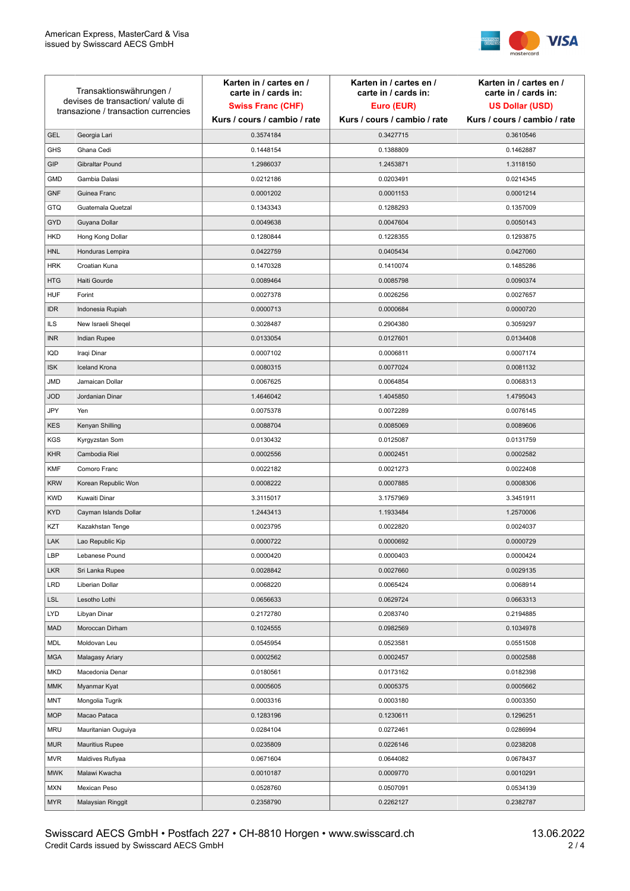| Transaktionswährungen / devises de transaction/ valute di transazione / transaction currencies | | Karten in / cartes en / carte in / cards in: **Swiss Franc (CHF)** Kurs / cours / cambio / rate | Karten in / cartes en / carte in / cards in: **Euro (EUR)** Kurs / cours / cambio / rate | Karten in / cartes en / carte in / cards in: **US Dollar (USD)** Kurs / cours / cambio / rate |
|---|---|---|---|---|
| GEL | Georgia Lari | 0.3574184 | 0.3427715 | 0.3610546 |
| GHS | Ghana Cedi | 0.1448154 | 0.1388809 | 0.1462887 |
| GIP | Gibraltar Pound | 1.2986037 | 1.2453871 | 1.3118150 |
| GMD | Gambia Dalasi | 0.0212186 | 0.0203491 | 0.0214345 |
| GNF | Guinea Franc | 0.0001202 | 0.0001153 | 0.0001214 |
| GTQ | Guatemala Quetzal | 0.1343343 | 0.1288293 | 0.1357009 |
| GYD | Guyana Dollar | 0.0049638 | 0.0047604 | 0.0050143 |
| HKD | Hong Kong Dollar | 0.1280844 | 0.1228355 | 0.1293875 |
| HNL | Honduras Lempira | 0.0422759 | 0.0405434 | 0.0427060 |
| HRK | Croatian Kuna | 0.1470328 | 0.1410074 | 0.1485286 |
| HTG | Haiti Gourde | 0.0089464 | 0.0085798 | 0.0090374 |
| HUF | Forint | 0.0027378 | 0.0026256 | 0.0027657 |
| IDR | Indonesia Rupiah | 0.0000713 | 0.0000684 | 0.0000720 |
| ILS | New Israeli Sheqel | 0.3028487 | 0.2904380 | 0.3059297 |
| INR | Indian Rupee | 0.0133054 | 0.0127601 | 0.0134408 |
| IQD | Iraqi Dinar | 0.0007102 | 0.0006811 | 0.0007174 |
| ISK | Iceland Krona | 0.0080315 | 0.0077024 | 0.0081132 |
| JMD | Jamaican Dollar | 0.0067625 | 0.0064854 | 0.0068313 |
| JOD | Jordanian Dinar | 1.4646042 | 1.4045850 | 1.4795043 |
| JPY | Yen | 0.0075378 | 0.0072289 | 0.0076145 |
| KES | Kenyan Shilling | 0.0088704 | 0.0085069 | 0.0089606 |
| KGS | Kyrgyzstan Som | 0.0130432 | 0.0125087 | 0.0131759 |
| KHR | Cambodia Riel | 0.0002556 | 0.0002451 | 0.0002582 |
| KMF | Comoro Franc | 0.0022182 | 0.0021273 | 0.0022408 |
| KRW | Korean Republic Won | 0.0008222 | 0.0007885 | 0.0008306 |
| KWD | Kuwaiti Dinar | 3.3115017 | 3.1757969 | 3.3451911 |
| KYD | Cayman Islands Dollar | 1.2443413 | 1.1933484 | 1.2570006 |
| KZT | Kazakhstan Tenge | 0.0023795 | 0.0022820 | 0.0024037 |
| LAK | Lao Republic Kip | 0.0000722 | 0.0000692 | 0.0000729 |
| LBP | Lebanese Pound | 0.0000420 | 0.0000403 | 0.0000424 |
| LKR | Sri Lanka Rupee | 0.0028842 | 0.0027660 | 0.0029135 |
| LRD | Liberian Dollar | 0.0068220 | 0.0065424 | 0.0068914 |
| LSL | Lesotho Lothi | 0.0656633 | 0.0629724 | 0.0663313 |
| LYD | Libyan Dinar | 0.2172780 | 0.2083740 | 0.2194885 |
| MAD | Moroccan Dirham | 0.1024555 | 0.0982569 | 0.1034978 |
| MDL | Moldovan Leu | 0.0545954 | 0.0523581 | 0.0551508 |
| MGA | Malagasy Ariary | 0.0002562 | 0.0002457 | 0.0002588 |
| MKD | Macedonia Denar | 0.0180561 | 0.0173162 | 0.0182398 |
| MMK | Myanmar Kyat | 0.0005605 | 0.0005375 | 0.0005662 |
| MNT | Mongolia Tugrik | 0.0003316 | 0.0003180 | 0.0003350 |
| MOP | Macao Pataca | 0.1283196 | 0.1230611 | 0.1296251 |
| MRU | Mauritanian Ouguiya | 0.0284104 | 0.0272461 | 0.0286994 |
| MUR | Mauritius Rupee | 0.0235809 | 0.0226146 | 0.0238208 |
| MVR | Maldives Rufiyaa | 0.0671604 | 0.0644082 | 0.0678437 |
| MWK | Malawi Kwacha | 0.0010187 | 0.0009770 | 0.0010291 |
| MXN | Mexican Peso | 0.0528760 | 0.0507091 | 0.0534139 |
| MYR | Malaysian Ringgit | 0.2358790 | 0.2262127 | 0.2382787 |

Swisscard AECS GmbH • Postfach 227 • CH-8810 Horgen • www.swisscard.ch
Credit Cards issued by Swisscard AECS GmbH

13.06.2022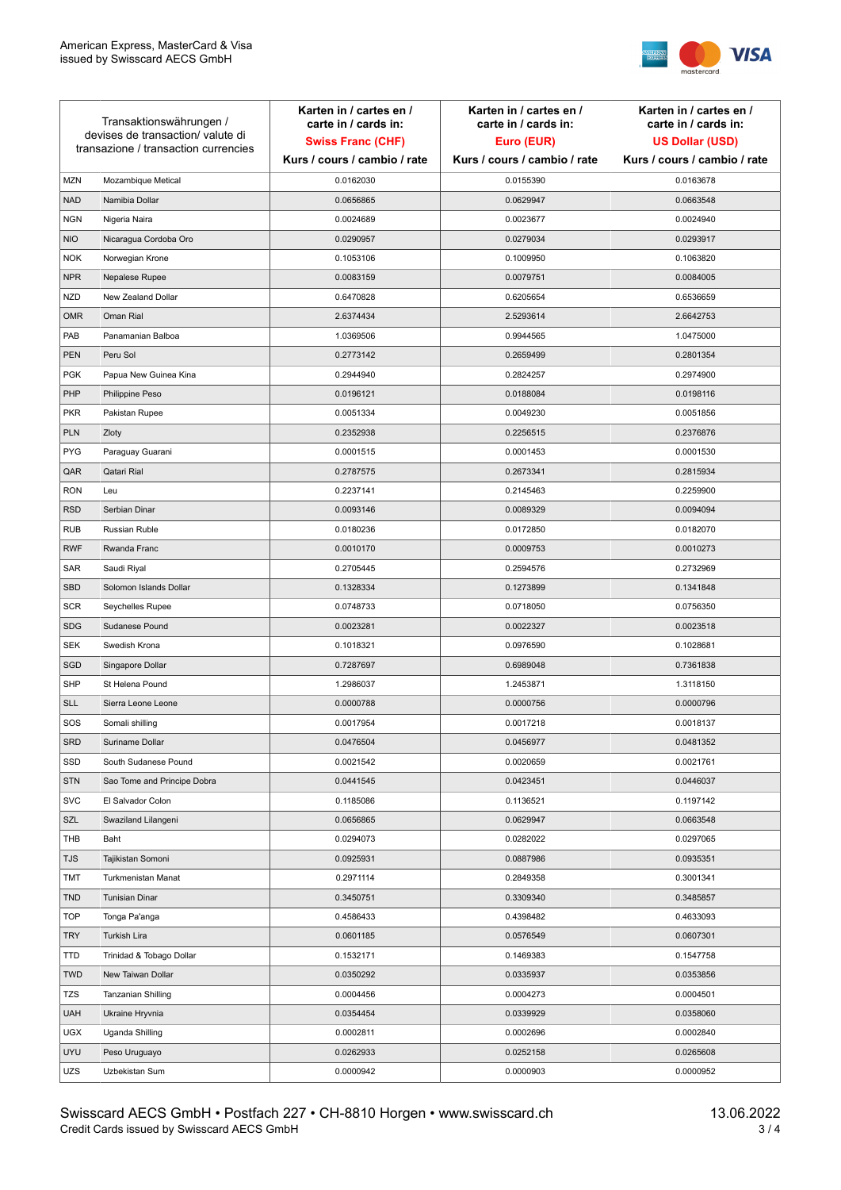| Transaktionswährungen / devises de transaction/ valute di transazione / transaction currencies | | Karten in / cartes en / carte in / cards in: **Swiss Franc (CHF)** Kurs / cours / cambio / rate | Karten in / cartes en / carte in / cards in: **Euro (EUR)** Kurs / cours / cambio / rate | Karten in / cartes en / carte in / cards in: **US Dollar (USD)** Kurs / cours / cambio / rate |
|---|---|---|---|---|
| MZN | Mozambique Metical | 0.0162030 | 0.0155390 | 0.0163678 |
| NAD | Namibia Dollar | 0.0656865 | 0.0629947 | 0.0663548 |
| NGN | Nigeria Naira | 0.0024689 | 0.0023677 | 0.0024940 |
| NIO | Nicaragua Cordoba Oro | 0.0290957 | 0.0279034 | 0.0293917 |
| NOK | Norwegian Krone | 0.1053106 | 0.1009950 | 0.1063820 |
| NPR | Nepalese Rupee | 0.0083159 | 0.0079751 | 0.0084005 |
| NZD | New Zealand Dollar | 0.6470828 | 0.6205654 | 0.6536659 |
| OMR | Oman Rial | 2.6374434 | 2.5293614 | 2.6642753 |
| PAB | Panamanian Balboa | 1.0369506 | 0.9944565 | 1.0475000 |
| PEN | Peru Sol | 0.2773142 | 0.2659499 | 0.2801354 |
| PGK | Papua New Guinea Kina | 0.2944940 | 0.2824257 | 0.2974900 |
| PHP | Philippine Peso | 0.0196121 | 0.0188084 | 0.0198116 |
| PKR | Pakistan Rupee | 0.0051334 | 0.0049230 | 0.0051856 |
| PLN | Zloty | 0.2352938 | 0.2256515 | 0.2376876 |
| PYG | Paraguay Guarani | 0.0001515 | 0.0001453 | 0.0001530 |
| QAR | Qatari Rial | 0.2787575 | 0.2673341 | 0.2815934 |
| RON | Leu | 0.2237141 | 0.2145463 | 0.2259900 |
| RSD | Serbian Dinar | 0.0093146 | 0.0089329 | 0.0094094 |
| RUB | Russian Ruble | 0.0180236 | 0.0172850 | 0.0182070 |
| RWF | Rwanda Franc | 0.0010170 | 0.0009753 | 0.0010273 |
| SAR | Saudi Riyal | 0.2705445 | 0.2594576 | 0.2732969 |
| SBD | Solomon Islands Dollar | 0.1328334 | 0.1273899 | 0.1341848 |
| SCR | Seychelles Rupee | 0.0748733 | 0.0718050 | 0.0756350 |
| SDG | Sudanese Pound | 0.0023281 | 0.0022327 | 0.0023518 |
| SEK | Swedish Krona | 0.1018321 | 0.0976590 | 0.1028681 |
| SGD | Singapore Dollar | 0.7287697 | 0.6989048 | 0.7361838 |
| SHP | St Helena Pound | 1.2986037 | 1.2453871 | 1.3118150 |
| SLL | Sierra Leone Leone | 0.0000788 | 0.0000756 | 0.0000796 |
| SOS | Somali shilling | 0.0017954 | 0.0017218 | 0.0018137 |
| SRD | Suriname Dollar | 0.0476504 | 0.0456977 | 0.0481352 |
| SSD | South Sudanese Pound | 0.0021542 | 0.0020659 | 0.0021761 |
| STN | Sao Tome and Principe Dobra | 0.0441545 | 0.0423451 | 0.0446037 |
| SVC | El Salvador Colon | 0.1185086 | 0.1136521 | 0.1197142 |
| SZL | Swaziland Lilangeni | 0.0656865 | 0.0629947 | 0.0663548 |
| THB | Baht | 0.0294073 | 0.0282022 | 0.0297065 |
| TJS | Tajikistan Somoni | 0.0925931 | 0.0887986 | 0.0935351 |
| TMT | Turkmenistan Manat | 0.2971114 | 0.2849358 | 0.3001341 |
| TND | Tunisian Dinar | 0.3450751 | 0.3309340 | 0.3485857 |
| TOP | Tonga Pa'anga | 0.4586433 | 0.4398482 | 0.4633093 |
| TRY | Turkish Lira | 0.0601185 | 0.0576549 | 0.0607301 |
| TTD | Trinidad & Tobago Dollar | 0.1532171 | 0.1469383 | 0.1547758 |
| TWD | New Taiwan Dollar | 0.0350292 | 0.0335937 | 0.0353856 |
| TZS | Tanzanian Shilling | 0.0004456 | 0.0004273 | 0.0004501 |
| UAH | Ukraine Hryvnia | 0.0354454 | 0.0339929 | 0.0358060 |
| UGX | Uganda Shilling | 0.0002811 | 0.0002696 | 0.0002840 |
| UYU | Peso Uruguayo | 0.0262933 | 0.0252158 | 0.0265608 |
| UZS | Uzbekistan Sum | 0.0000942 | 0.0000903 | 0.0000952 |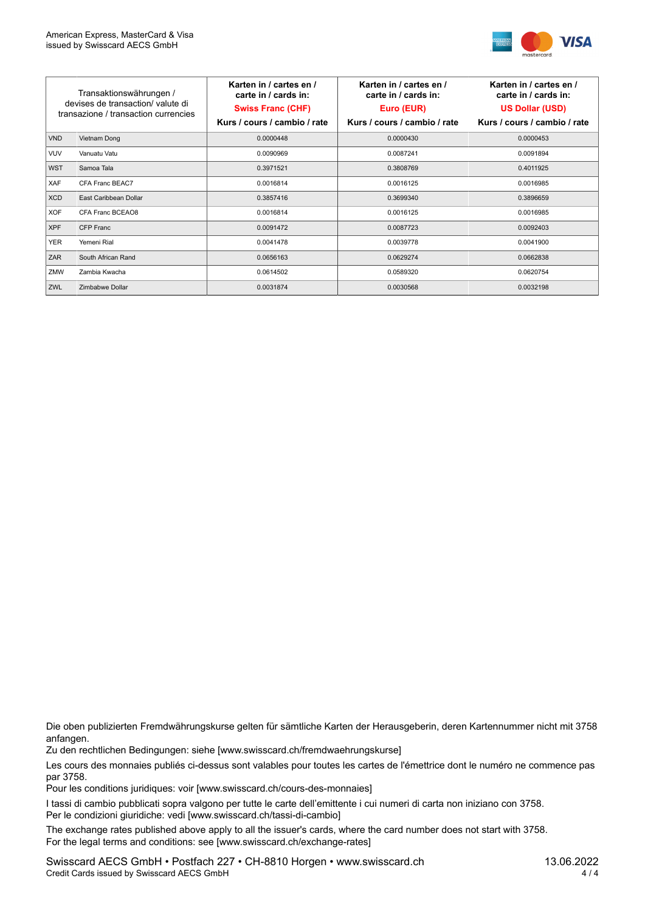| Transaktionswährungen / devises de transaction/ valute di transazione / transaction currencies | | Karten in / cartes en / carte in / cards in: **Swiss Franc (CHF)** Kurs / cours / cambio / rate | Karten in / cartes en / carte in / cards in: **Euro (EUR)** Kurs / cours / cambio / rate | Karten in / cartes en / carte in / cards in: **US Dollar (USD)** Kurs / cours / cambio / rate |
|---|---|---|---|---|
| VND | Vietnam Dong | 0.0000448 | 0.0000430 | 0.0000453 |
| VUV | Vanuatu Vatu | 0.0090969 | 0.0087241 | 0.0091894 |
| WST | Samoa Tala | 0.3971521 | 0.3808769 | 0.4011925 |
| XAF | CFA Franc BEAC7 | 0.0016814 | 0.0016125 | 0.0016985 |
| XCD | East Caribbean Dollar | 0.3857416 | 0.3699340 | 0.3896659 |
| XOF | CFA Franc BCEAO8 | 0.0016814 | 0.0016125 | 0.0016985 |
| XPF | CFP Franc | 0.0091472 | 0.0087723 | 0.0092403 |
| YER | Yemeni Rial | 0.0041478 | 0.0039778 | 0.0041900 |
| ZAR | South African Rand | 0.0656163 | 0.0629274 | 0.0662838 |
| ZMW | Zambia Kwacha | 0.0614502 | 0.0589320 | 0.0620754 |
| ZWL | Zimbabwe Dollar | 0.0031874 | 0.0030568 | 0.0032198 |

Die oben publizierten Fremdwährungskurse gelten für sämtliche Karten der Herausgeberin, deren Kartennummer nicht mit 3758 anfangen.
Zu den rechtlichen Bedingungen: siehe [www.swisscard.ch/fremdwaehrungskurse]

Les cours des monnaies publiés ci-dessus sont valables pour toutes les cartes de l'émettrice dont le numéro ne commence pas par 3758.
Pour les conditions juridiques: voir [www.swisscard.ch/cours-des-monnaies]

I tassi di cambio pubblicati sopra valgono per tutte le carte dell'emittente i cui numeri di carta non iniziano con 3758.
Per le condizioni giuridiche: vedi [www.swisscard.ch/tassi-di-cambio]

The exchange rates published above apply to all the issuer's cards, where the card number does not start with 3758.
For the legal terms and conditions: see [www.swisscard.ch/exchange-rates]

Swisscard AECS GmbH • Postfach 227 • CH-8810 Horgen • www.swisscard.ch
Credit Cards issued by Swisscard AECS GmbH

13.06.2022